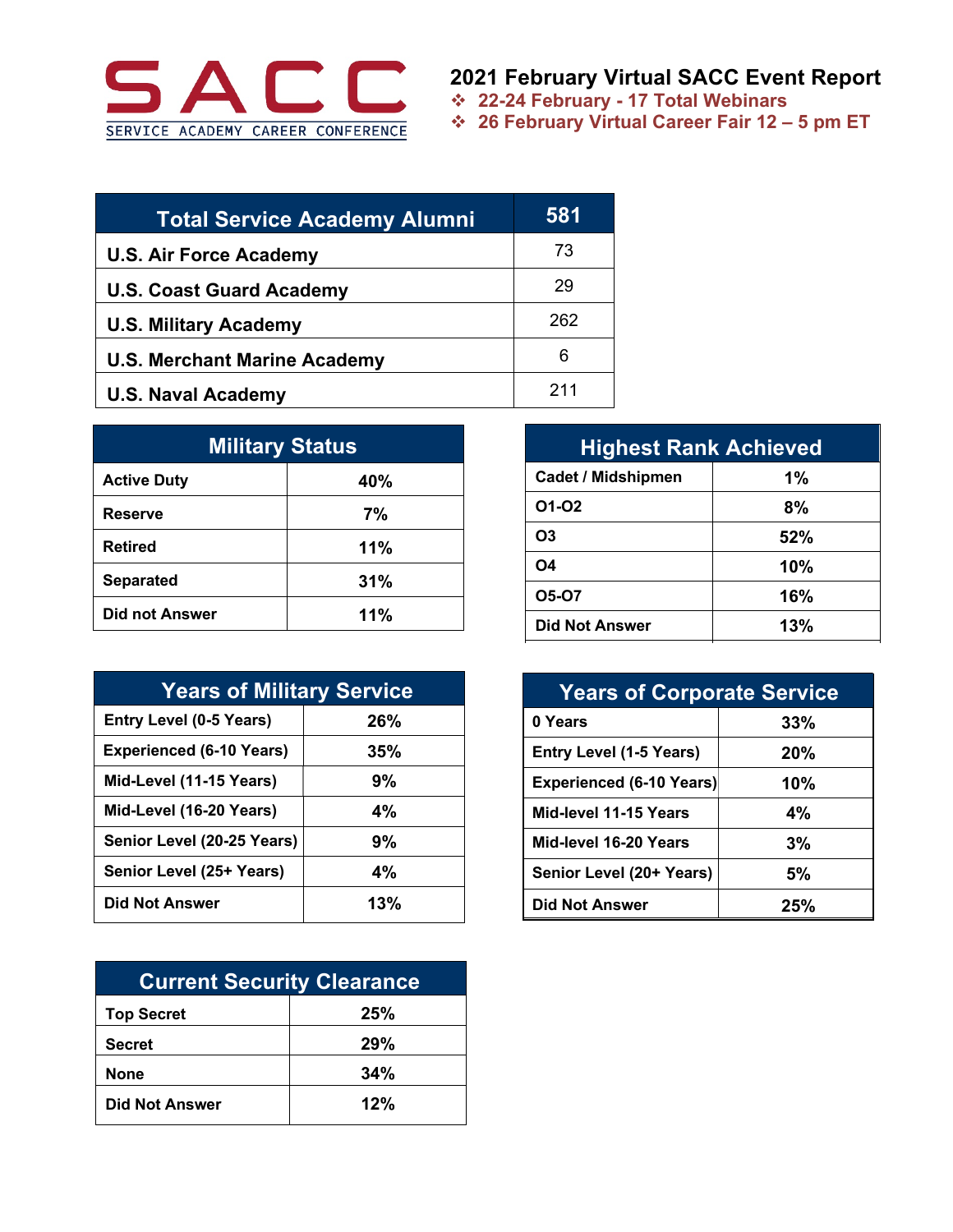SACC

SERVICE ACADEMY CAREER CONFERENCE

# 2021 February Virtual SACC Event Report

- 22-24 February - 17 Total Webinars
- 26 February Virtual Career Fair 12 – 5 pm ET

| Total Service Academy Alumni | 581 |
|---|---|
| U.S. Air Force Academy | 73 |
| U.S. Coast Guard Academy | 29 |
| U.S. Military Academy | 262 |
| U.S. Merchant Marine Academy | 6 |
| U.S. Naval Academy | 211 |

| Military Status | |
|---|---|
| Active Duty | 40% |
| Reserve | 7% |
| Retired | 11% |
| Separated | 31% |
| Did not Answer | 11% |

| Highest Rank Achieved | |
|---|---|
| Cadet / Midshipmen | 1% |
| O1-O2 | 8% |
| O3 | 52% |
| O4 | 10% |
| O5-O7 | 16% |
| Did Not Answer | 13% |

| Years of Military Service | |
|---|---|
| Entry Level (0-5 Years) | 26% |
| Experienced (6-10 Years) | 35% |
| Mid-Level (11-15 Years) | 9% |
| Mid-Level (16-20 Years) | 4% |
| Senior Level (20-25 Years) | 9% |
| Senior Level (25+ Years) | 4% |
| Did Not Answer | 13% |

| Years of Corporate Service | |
|---|---|
| 0 Years | 33% |
| Entry Level (1-5 Years) | 20% |
| Experienced (6-10 Years) | 10% |
| Mid-level 11-15 Years | 4% |
| Mid-level 16-20 Years | 3% |
| Senior Level (20+ Years) | 5% |
| Did Not Answer | 25% |

| Current Security Clearance | |
|---|---|
| Top Secret | 25% |
| Secret | 29% |
| None | 34% |
| Did Not Answer | 12% |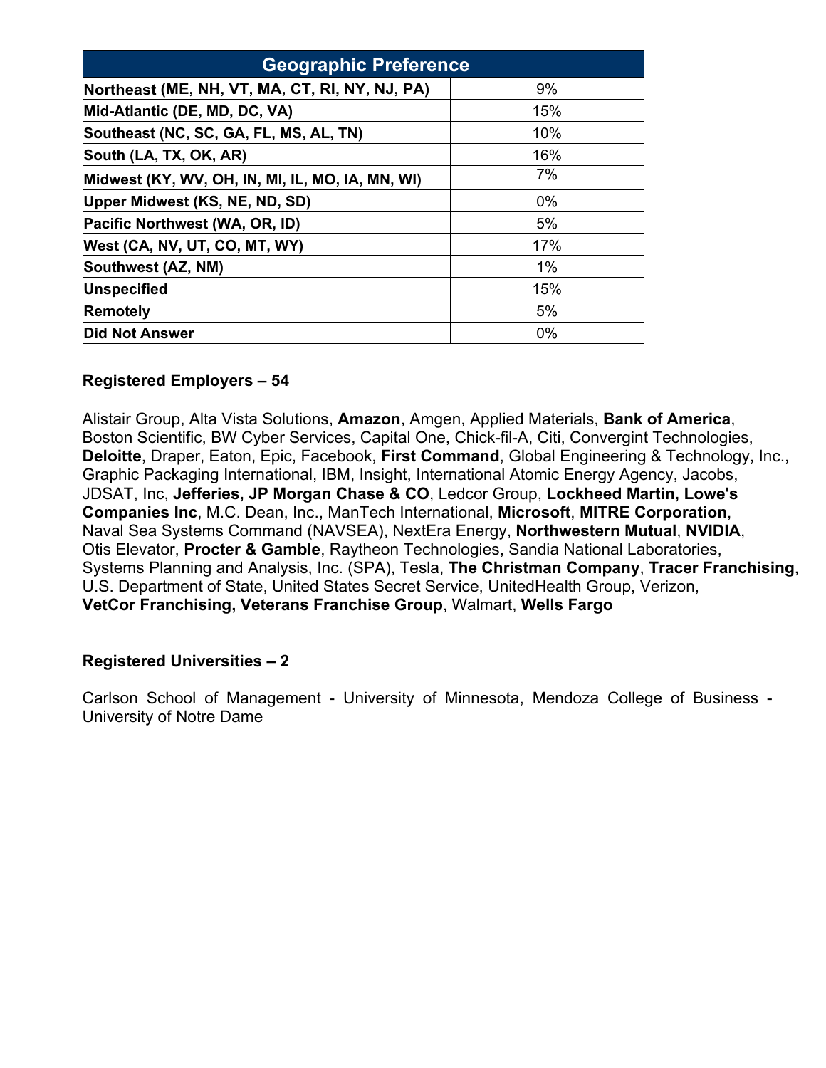| Geographic Preference | |
|---|---|
| **Northeast (ME, NH, VT, MA, CT, RI, NY, NJ, PA)** | 9% |
| **Mid-Atlantic (DE, MD, DC, VA)** | 15% |
| **Southeast (NC, SC, GA, FL, MS, AL, TN)** | 10% |
| **South (LA, TX, OK, AR)** | 16% |
| **Midwest (KY, WV, OH, IN, MI, IL, MO, IA, MN, WI)** | 7% |
| **Upper Midwest (KS, NE, ND, SD)** | 0% |
| **Pacific Northwest (WA, OR, ID)** | 5% |
| **West (CA, NV, UT, CO, MT, WY)** | 17% |
| **Southwest (AZ, NM)** | 1% |
| **Unspecified** | 15% |
| **Remotely** | 5% |
| **Did Not Answer** | 0% |

**Registered Employers – 54**

Alistair Group, Alta Vista Solutions, **Amazon**, Amgen, Applied Materials, **Bank of America**, Boston Scientific, BW Cyber Services, Capital One, Chick-fil-A, Citi, Convergint Technologies, **Deloitte**, Draper, Eaton, Epic, Facebook, **First Command**, Global Engineering & Technology, Inc., Graphic Packaging International, IBM, Insight, International Atomic Energy Agency, Jacobs, JDSAT, Inc, **Jefferies, JP Morgan Chase & CO**, Ledcor Group, **Lockheed Martin, Lowe's Companies Inc**, M.C. Dean, Inc., ManTech International, **Microsoft**, **MITRE Corporation**, Naval Sea Systems Command (NAVSEA), NextEra Energy, **Northwestern Mutual**, **NVIDIA**, Otis Elevator, **Procter & Gamble**, Raytheon Technologies, Sandia National Laboratories, Systems Planning and Analysis, Inc. (SPA), Tesla, **The Christman Company**, **Tracer Franchising**, U.S. Department of State, United States Secret Service, UnitedHealth Group, Verizon, **VetCor Franchising, Veterans Franchise Group**, Walmart, **Wells Fargo**

**Registered Universities – 2**

Carlson School of Management - University of Minnesota, Mendoza College of Business - University of Notre Dame